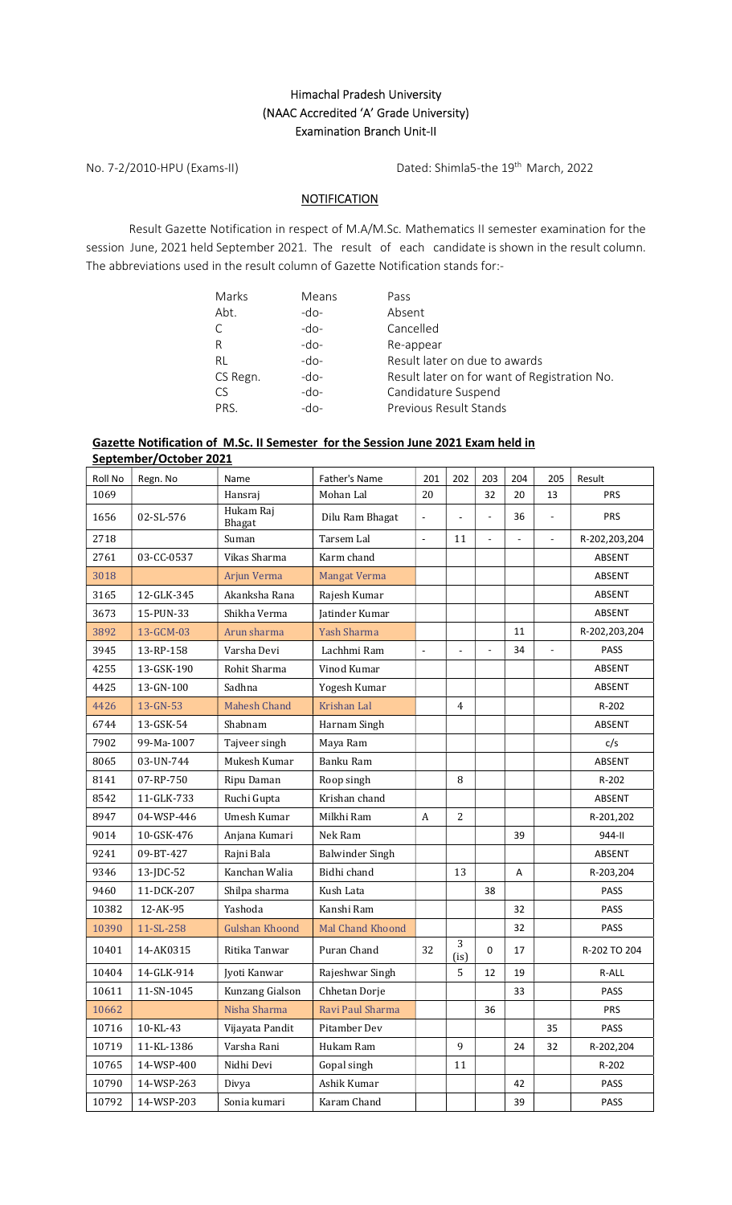# Himachal Pradesh University
## (NAAC Accredited 'A' Grade University)
## Examination Branch Unit-II

No. 7-2/2010-HPU (Exams-II) Dated: Shimla5-the 19th March, 2022

### NOTIFICATION

Result Gazette Notification in respect of M.A/M.Sc. Mathematics II semester examination for the session June, 2021 held September 2021. The result of each candidate is shown in the result column. The abbreviations used in the result column of Gazette Notification stands for:-

| | | |
|---|---|---|
| Marks | Means | Pass |
| Abt. | -do- | Absent |
| C | -do- | Cancelled |
| R | -do- | Re-appear |
| RL | -do- | Result later on due to awards |
| CS Regn. | -do- | Result later on for want of Registration No. |
| CS | -do- | Candidature Suspend |
| PRS. | -do- | Previous Result Stands |

**Gazette Notification of M.Sc. II Semester for the Session June 2021 Exam held in September/October 2021**

| Roll No | Regn. No | Name | Father's Name | 201 | 202 | 203 | 204 | 205 | Result |
|---|---|---|---|---|---|---|---|---|---|
| 1069 | | Hansraj | Mohan Lal | 20 | | 32 | 20 | 13 | PRS |
| 1656 | 02-SL-576 | Hukam Raj Bhagat | Dilu Ram Bhagat | - | - | - | 36 | - | PRS |
| 2718 | | Suman | Tarsem Lal | - | 11 | - | - | - | R-202,203,204 |
| 2761 | 03-CC-0537 | Vikas Sharma | Karm chand | | | | | | ABSENT |
| 3018 | | Arjun Verma | Mangat Verma | | | | | | ABSENT |
| 3165 | 12-GLK-345 | Akanksha Rana | Rajesh Kumar | | | | | | ABSENT |
| 3673 | 15-PUN-33 | Shikha Verma | Jatinder Kumar | | | | | | ABSENT |
| 3892 | 13-GCM-03 | Arun sharma | Yash Sharma | | | | 11 | | R-202,203,204 |
| 3945 | 13-RP-158 | Varsha Devi | Lachhmi Ram | - | - | - | 34 | - | PASS |
| 4255 | 13-GSK-190 | Rohit Sharma | Vinod Kumar | | | | | | ABSENT |
| 4425 | 13-GN-100 | Sadhna | Yogesh Kumar | | | | | | ABSENT |
| 4426 | 13-GN-53 | Mahesh Chand | Krishan Lal | | 4 | | | | R-202 |
| 6744 | 13-GSK-54 | Shabnam | Harnam Singh | | | | | | ABSENT |
| 7902 | 99-Ma-1007 | Tajveer singh | Maya Ram | | | | | | c/s |
| 8065 | 03-UN-744 | Mukesh Kumar | Banku Ram | | | | | | ABSENT |
| 8141 | 07-RP-750 | Ripu Daman | Roop singh | | 8 | | | | R-202 |
| 8542 | 11-GLK-733 | Ruchi Gupta | Krishan chand | | | | | | ABSENT |
| 8947 | 04-WSP-446 | Umesh Kumar | Milkhi Ram | A | 2 | | | | R-201,202 |
| 9014 | 10-GSK-476 | Anjana Kumari | Nek Ram | | | | 39 | | 944-II |
| 9241 | 09-BT-427 | Rajni Bala | Balwinder Singh | | | | | | ABSENT |
| 9346 | 13-JDC-52 | Kanchan Walia | Bidhi chand | | 13 | | A | | R-203,204 |
| 9460 | 11-DCK-207 | Shilpa sharma | Kush Lata | | | 38 | | | PASS |
| 10382 | 12-AK-95 | Yashoda | Kanshi Ram | | | | 32 | | PASS |
| 10390 | 11-SL-258 | Gulshan Khoond | Mal Chand Khoond | | | | 32 | | PASS |
| 10401 | 14-AK0315 | Ritika Tanwar | Puran Chand | 32 | 3 (is) | 0 | 17 | | R-202 TO 204 |
| 10404 | 14-GLK-914 | Jyoti Kanwar | Rajeshwar Singh | | 5 | 12 | 19 | | R-ALL |
| 10611 | 11-SN-1045 | Kunzang Gialson | Chhetan Dorje | | | | 33 | | PASS |
| 10662 | | Nisha Sharma | Ravi Paul Sharma | | | 36 | | | PRS |
| 10716 | 10-KL-43 | Vijayata Pandit | Pitamber Dev | | | | | 35 | PASS |
| 10719 | 11-KL-1386 | Varsha Rani | Hukam Ram | | 9 | | 24 | 32 | R-202,204 |
| 10765 | 14-WSP-400 | Nidhi Devi | Gopal singh | | 11 | | | | R-202 |
| 10790 | 14-WSP-263 | Divya | Ashik Kumar | | | | 42 | | PASS |
| 10792 | 14-WSP-203 | Sonia kumari | Karam Chand | | | | 39 | | PASS |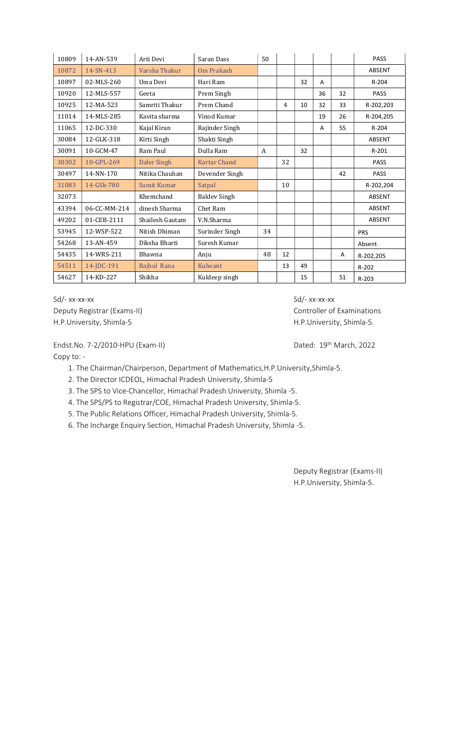| | | | | | | | | | |
|---|---|---|---|---|---|---|---|---|---|
| 10809 | 14-AN-539 | Arti Devi | Saran Dass | 50 | | | | | PASS |
| 10872 | 14-SN-413 | Varsha Thakur | Om Prakash | | | | | | ABSENT |
| 10897 | 02-MLS-260 | Uma Devi | Hari Ram | | | 32 | A | | R-204 |
| 10920 | 12-MLS-557 | Geeta | Prem Singh | | | | 36 | 32 | PASS |
| 10925 | 12-MA-523 | Samriti Thakur | Prem Chand | | 4 | 10 | 32 | 33 | R-202,203 |
| 11014 | 14-MLS-285 | Kavita sharma | Vinod Kumar | | | | 19 | 26 | R-204,205 |
| 11065 | 12-DC-330 | Kajal Kiran | Rajinder Singh | | | | A | 55 | R-204 |
| 30084 | 12-GLK-318 | Kirti Singh | Shakti Singh | | | | | | ABSENT |
| 30091 | 10-GCM-47 | Ram Paul | Dulla Ram | A | | 32 | | | R-201 |
| 30302 | 10-GPL-269 | Daler Singh | Kartar Chand | | 32 | | | | PASS |
| 30497 | 14-NN-170 | Nitika Chauhan | Devender Singh | | | | | 42 | PASS |
| 31083 | 14-GSk-780 | Sumit Kumar | Satpal | | 10 | | | | R-202,204 |
| 32073 | | Khemchand | Baldev Singh | | | | | | ABSENT |
| 43394 | 06-CC-MM-214 | dinesh Sharma | Chet Ram | | | | | | ABSENT |
| 49202 | 01-CEB-2111 | Shailesh Gautam | V.N.Sharma | | | | | | ABSENT |
| 53945 | 12-WSP-522 | Nitish Dhiman | Surinder Singh | 34 | | | | | PRS |
| 54268 | 13-AN-459 | Diksha Bharti | Suresh Kumar | | | | | | Absent |
| 54435 | 14-WRS-211 | Bhawna | Anju | 48 | 12 | | | A | R-202,205 |
| 54511 | 14-JDC-191 | Rajhul Rana | Kulwant | | 13 | 49 | | | R-202 |
| 54627 | 14-KD-227 | Shikha | Kuldeep singh | | | 15 | | 51 | R-203 |

Sd/- xx-xx-xx
Deputy Registrar (Exams-II)
H.P.University, Shimla-5

Sd/- xx-xx-xx
Controller of Examinations
H.P.University, Shimla-5.

Endst.No. 7-2/2010-HPU (Exam-II) Dated: 19th March, 2022

Copy to: -

1. The Chairman/Chairperson, Department of Mathematics,H.P.University,Shimla-5.
2. The Director ICDEOL, Himachal Pradesh University, Shimla-5
3. The SPS to Vice-Chancellor, Himachal Pradesh University, Shimla -5.
4. The SPS/PS to Registrar/COE, Himachal Pradesh University, Shimla-5.
5. The Public Relations Officer, Himachal Pradesh University, Shimla-5.
6. The Incharge Enquiry Section, Himachal Pradesh University, Shimla -5.

Deputy Registrar (Exams-II)
H.P.University, Shimla-5.